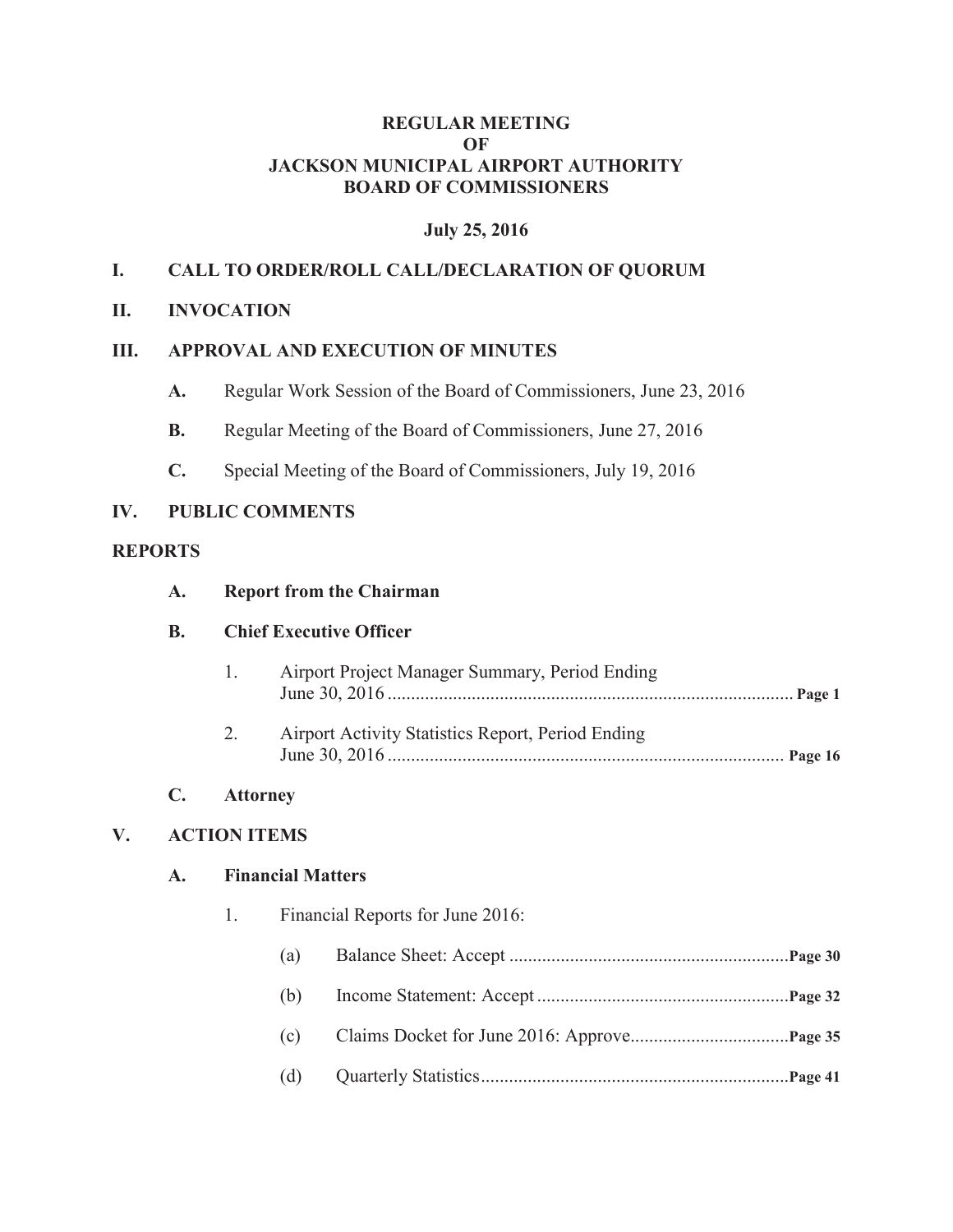**REGULAR MEETING**
**OF**
**JACKSON MUNICIPAL AIRPORT AUTHORITY**
**BOARD OF COMMISSIONERS**

**July 25, 2016**

## I. CALL TO ORDER/ROLL CALL/DECLARATION OF QUORUM

## II. INVOCATION

## III. APPROVAL AND EXECUTION OF MINUTES

- **A.** Regular Work Session of the Board of Commissioners, June 23, 2016
- **B.** Regular Meeting of the Board of Commissioners, June 27, 2016
- **C.** Special Meeting of the Board of Commissioners, July 19, 2016

## IV. PUBLIC COMMENTS

## REPORTS

### A. Report from the Chairman

### B. Chief Executive Officer

1. Airport Project Manager Summary, Period Ending June 30, 2016 ........................................ **Page 1**
2. Airport Activity Statistics Report, Period Ending June 30, 2016 ........................................ **Page 16**

### C. Attorney

## V. ACTION ITEMS

### A. Financial Matters

1. Financial Reports for June 2016:
   - (a) Balance Sheet: Accept ........................................ **Page 30**
   - (b) Income Statement: Accept ........................................ **Page 32**
   - (c) Claims Docket for June 2016: Approve ........................................ **Page 35**
   - (d) Quarterly Statistics ........................................ **Page 41**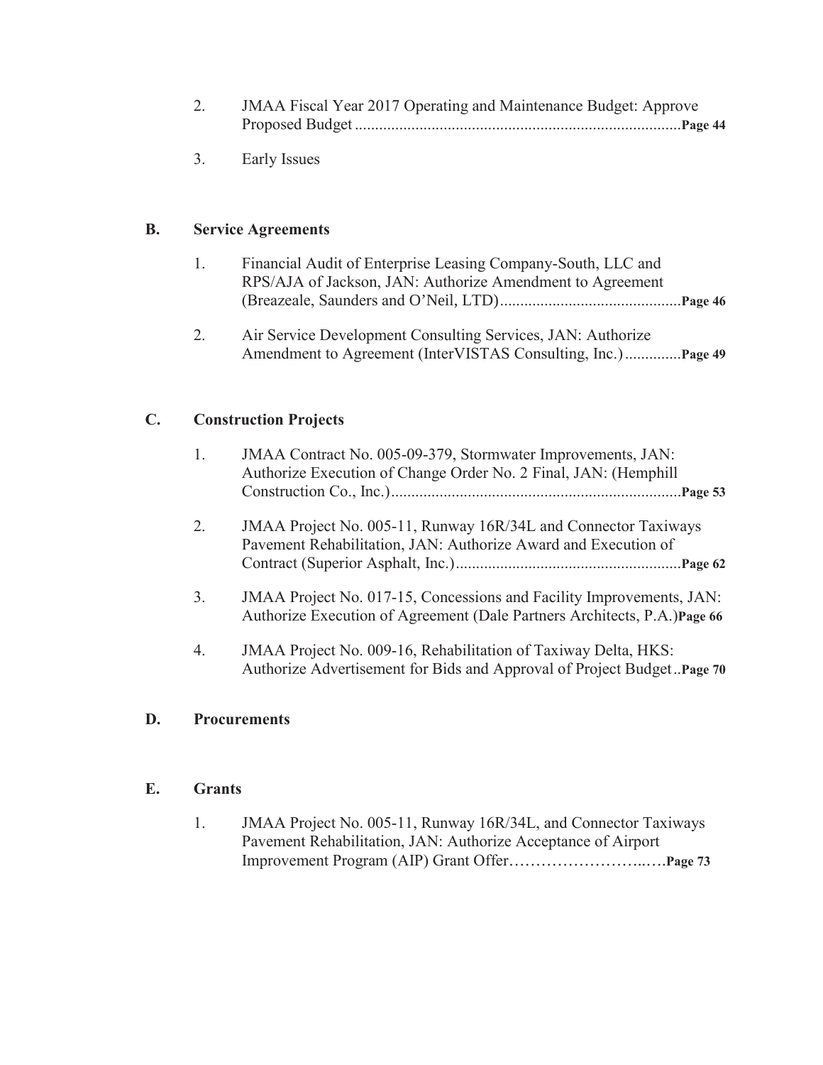2. JMAA Fiscal Year 2017 Operating and Maintenance Budget: Approve Proposed Budget ................................................................................**Page 44**

3. Early Issues

**B. Service Agreements**

1. Financial Audit of Enterprise Leasing Company-South, LLC and RPS/AJA of Jackson, JAN: Authorize Amendment to Agreement (Breazeale, Saunders and O'Neil, LTD)............................................**Page 46**

2. Air Service Development Consulting Services, JAN: Authorize Amendment to Agreement (InterVISTAS Consulting, Inc.) .............**Page 49**

**C. Construction Projects**

1. JMAA Contract No. 005-09-379, Stormwater Improvements, JAN: Authorize Execution of Change Order No. 2 Final, JAN: (Hemphill Construction Co., Inc.).......................................................................**Page 53**

2. JMAA Project No. 005-11, Runway 16R/34L and Connector Taxiways Pavement Rehabilitation, JAN: Authorize Award and Execution of Contract (Superior Asphalt, Inc.).......................................................**Page 62**

3. JMAA Project No. 017-15, Concessions and Facility Improvements, JAN: Authorize Execution of Agreement (Dale Partners Architects, P.A.)**Page 66**

4. JMAA Project No. 009-16, Rehabilitation of Taxiway Delta, HKS: Authorize Advertisement for Bids and Approval of Project Budget..**Page 70**

**D. Procurements**

**E. Grants**

1. JMAA Project No. 005-11, Runway 16R/34L, and Connector Taxiways Pavement Rehabilitation, JAN: Authorize Acceptance of Airport Improvement Program (AIP) Grant Offer……………………..….**Page 73**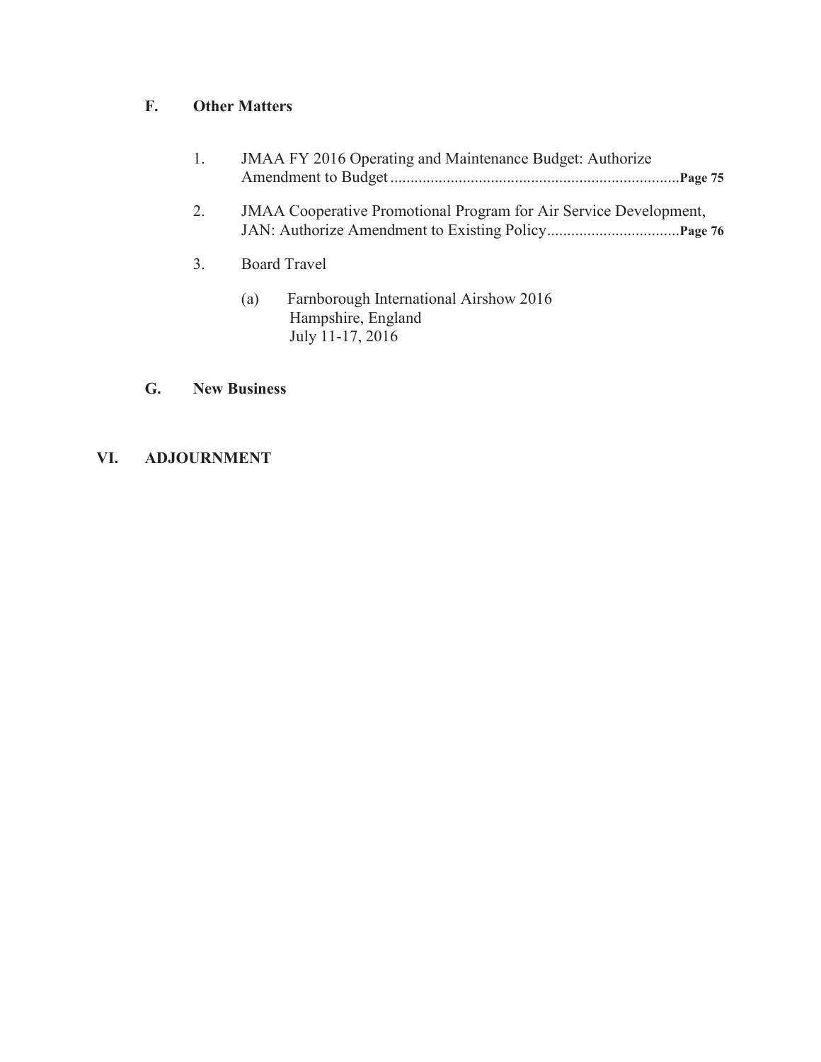## F. Other Matters

1. JMAA FY 2016 Operating and Maintenance Budget: Authorize Amendment to Budget........................................................................**Page 75**

2. JMAA Cooperative Promotional Program for Air Service Development, JAN: Authorize Amendment to Existing Policy.................................**Page 76**

3. Board Travel

   (a) Farnborough International Airshow 2016
   Hampshire, England
   July 11-17, 2016

## G. New Business

# VI. ADJOURNMENT